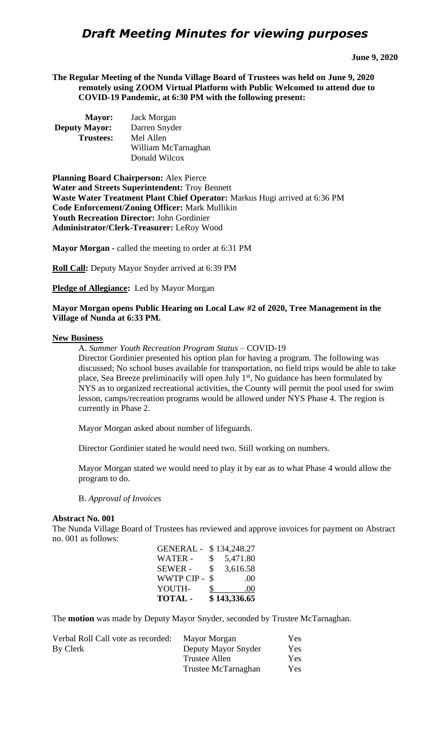# *Draft Meeting Minutes for viewing purposes*

**June 9, 2020**

**The Regular Meeting of the Nunda Village Board of Trustees was held on June 9, 2020 remotely using ZOOM Virtual Platform with Public Welcomed to attend due to COVID-19 Pandemic, at 6:30 PM with the following present:**

| | |
|---|---|
| **Mayor:** | Jack Morgan |
| **Deputy Mayor:** | Darren Snyder |
| **Trustees:** | Mel Allen |
| | William McTarnaghan |
| | Donald Wilcox |

**Planning Board Chairperson:** Alex Pierce
**Water and Streets Superintendent:** Troy Bennett
**Waste Water Treatment Plant Chief Operator:** Markus Hugi arrived at 6:36 PM
**Code Enforcement/Zoning Officer:** Mark Mullikin
**Youth Recreation Director:** John Gordinier
**Administrator/Clerk-Treasurer:** LeRoy Wood

**Mayor Morgan -** called the meeting to order at 6:31 PM

**Roll Call:** Deputy Mayor Snyder arrived at 6:39 PM

**Pledge of Allegiance:** Led by Mayor Morgan

**Mayor Morgan opens Public Hearing on Local Law #2 of 2020, Tree Management in the Village of Nunda at 6:33 PM.**

## New Business

A. *Summer Youth Recreation Program Status* – COVID-19

Director Gordinier presented his option plan for having a program. The following was discussed; No school buses available for transportation, no field trips would be able to take place, Sea Breeze preliminarily will open July 1st, No guidance has been formulated by NYS as to organized recreational activities, the County will permit the pool used for swim lesson, camps/recreation programs would be allowed under NYS Phase 4. The region is currently in Phase 2.

Mayor Morgan asked about number of lifeguards.

Director Gordinier stated he would need two. Still working on numbers.

Mayor Morgan stated we would need to play it by ear as to what Phase 4 would allow the program to do.

B. *Approval of Invoices*

**Abstract No. 001**

The Nunda Village Board of Trustees has reviewed and approve invoices for payment on Abstract no. 001 as follows:

| | |
|---|---|
| GENERAL - | $ 134,248.27 |
| WATER - | $ 5,471.80 |
| SEWER - | $ 3,616.58 |
| WWTP CIP - | $ .00 |
| YOUTH- | $ .00 |
| **TOTAL -** | **$ 143,336.65** |

The **motion** was made by Deputy Mayor Snyder, seconded by Trustee McTarnaghan.

| | | |
|---|---|---|
| Verbal Roll Call vote as recorded: | Mayor Morgan | Yes |
| By Clerk | Deputy Mayor Snyder | Yes |
| | Trustee Allen | Yes |
| | Trustee McTarnaghan | Yes |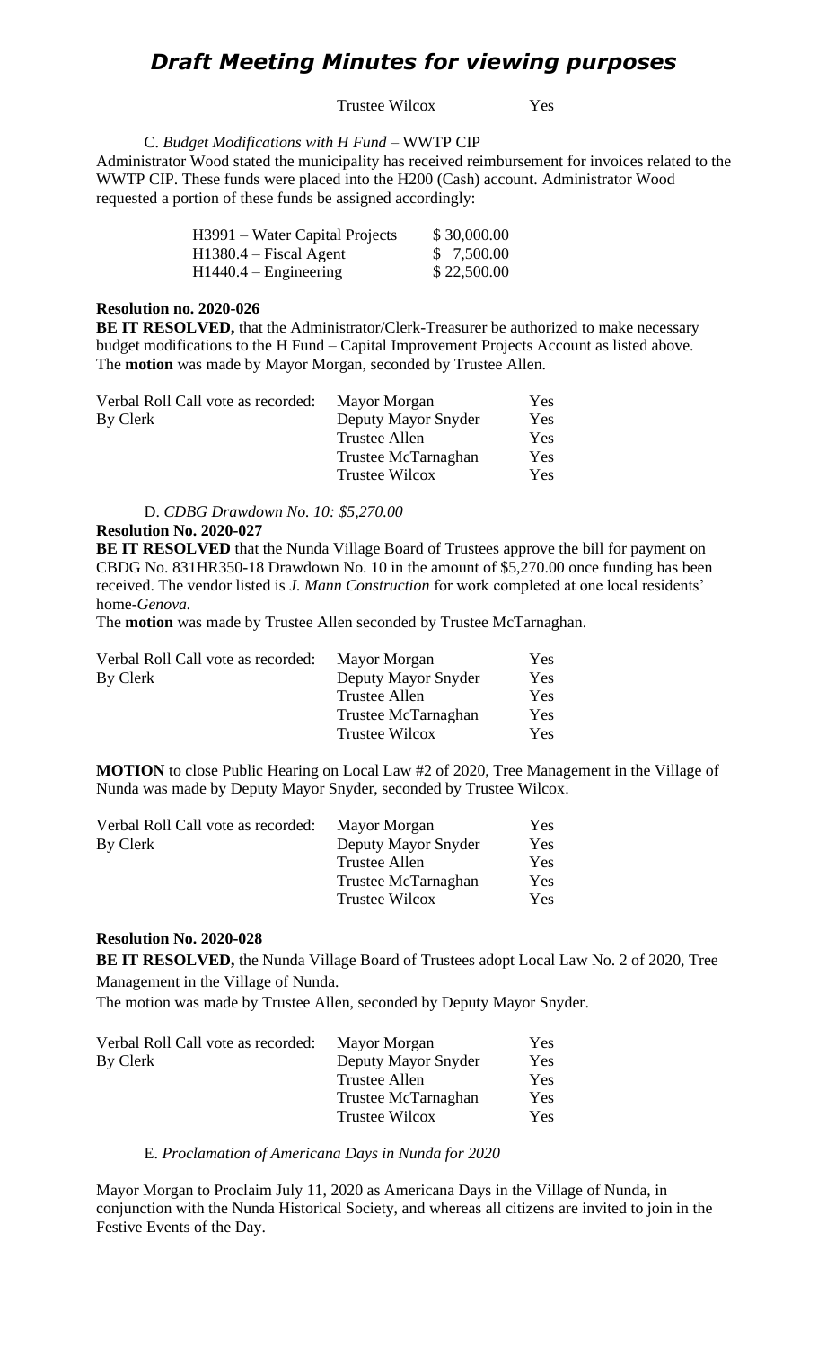Trustee Wilcox Yes

C. *Budget Modifications with H Fund* – WWTP CIP

Administrator Wood stated the municipality has received reimbursement for invoices related to the WWTP CIP. These funds were placed into the H200 (Cash) account. Administrator Wood requested a portion of these funds be assigned accordingly:

| | |
|---|---|
| H3991 – Water Capital Projects | $ 30,000.00 |
| H1380.4 – Fiscal Agent | $ 7,500.00 |
| H1440.4 – Engineering | $ 22,500.00 |

**Resolution no. 2020-026**

**BE IT RESOLVED,** that the Administrator/Clerk-Treasurer be authorized to make necessary budget modifications to the H Fund – Capital Improvement Projects Account as listed above. The **motion** was made by Mayor Morgan, seconded by Trustee Allen.

| | | |
|---|---|---|
| Verbal Roll Call vote as recorded: | Mayor Morgan | Yes |
| By Clerk | Deputy Mayor Snyder | Yes |
| | Trustee Allen | Yes |
| | Trustee McTarnaghan | Yes |
| | Trustee Wilcox | Yes |

D. *CDBG Drawdown No. 10: $5,270.00*

**Resolution No. 2020-027**

**BE IT RESOLVED** that the Nunda Village Board of Trustees approve the bill for payment on CBDG No. 831HR350-18 Drawdown No. 10 in the amount of $5,270.00 once funding has been received. The vendor listed is *J. Mann Construction* for work completed at one local residents' home-*Genova.*

The **motion** was made by Trustee Allen seconded by Trustee McTarnaghan.

| | | |
|---|---|---|
| Verbal Roll Call vote as recorded: | Mayor Morgan | Yes |
| By Clerk | Deputy Mayor Snyder | Yes |
| | Trustee Allen | Yes |
| | Trustee McTarnaghan | Yes |
| | Trustee Wilcox | Yes |

**MOTION** to close Public Hearing on Local Law #2 of 2020, Tree Management in the Village of Nunda was made by Deputy Mayor Snyder, seconded by Trustee Wilcox.

| | | |
|---|---|---|
| Verbal Roll Call vote as recorded: | Mayor Morgan | Yes |
| By Clerk | Deputy Mayor Snyder | Yes |
| | Trustee Allen | Yes |
| | Trustee McTarnaghan | Yes |
| | Trustee Wilcox | Yes |

**Resolution No. 2020-028**

**BE IT RESOLVED,** the Nunda Village Board of Trustees adopt Local Law No. 2 of 2020, Tree Management in the Village of Nunda.

The motion was made by Trustee Allen, seconded by Deputy Mayor Snyder.

| | | |
|---|---|---|
| Verbal Roll Call vote as recorded: | Mayor Morgan | Yes |
| By Clerk | Deputy Mayor Snyder | Yes |
| | Trustee Allen | Yes |
| | Trustee McTarnaghan | Yes |
| | Trustee Wilcox | Yes |

E. *Proclamation of Americana Days in Nunda for 2020*

Mayor Morgan to Proclaim July 11, 2020 as Americana Days in the Village of Nunda, in conjunction with the Nunda Historical Society, and whereas all citizens are invited to join in the Festive Events of the Day.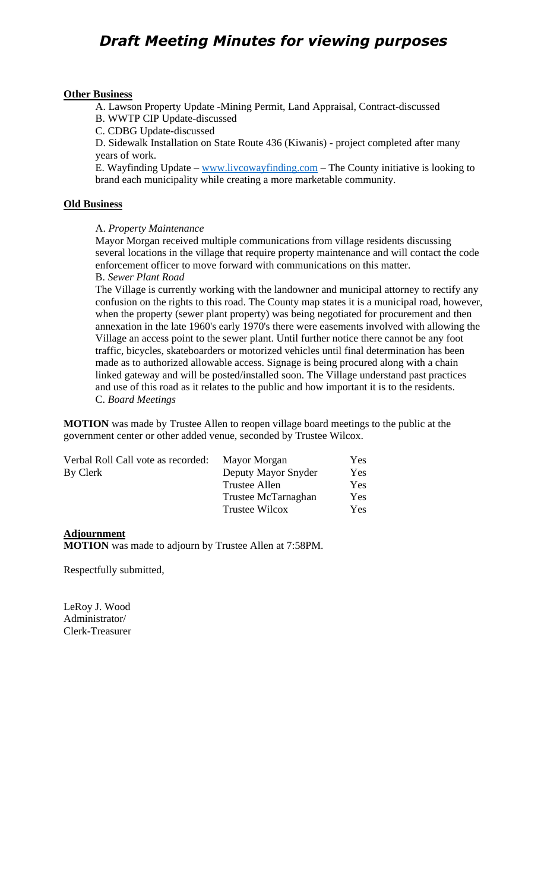# *Draft Meeting Minutes for viewing purposes*

**Other Business**

A. Lawson Property Update -Mining Permit, Land Appraisal, Contract-discussed

B. WWTP CIP Update-discussed

C. CDBG Update-discussed

D. Sidewalk Installation on State Route 436 (Kiwanis) - project completed after many years of work.

E. Wayfinding Update – www.livcowayfinding.com – The County initiative is looking to brand each municipality while creating a more marketable community.

**Old Business**

A. *Property Maintenance*

Mayor Morgan received multiple communications from village residents discussing several locations in the village that require property maintenance and will contact the code enforcement officer to move forward with communications on this matter.

B. *Sewer Plant Road*

The Village is currently working with the landowner and municipal attorney to rectify any confusion on the rights to this road. The County map states it is a municipal road, however, when the property (sewer plant property) was being negotiated for procurement and then annexation in the late 1960's early 1970's there were easements involved with allowing the Village an access point to the sewer plant. Until further notice there cannot be any foot traffic, bicycles, skateboarders or motorized vehicles until final determination has been made as to authorized allowable access. Signage is being procured along with a chain linked gateway and will be posted/installed soon. The Village understand past practices and use of this road as it relates to the public and how important it is to the residents.

C. *Board Meetings*

**MOTION** was made by Trustee Allen to reopen village board meetings to the public at the government center or other added venue, seconded by Trustee Wilcox.

| | | |
|---|---|---|
| Verbal Roll Call vote as recorded: | Mayor Morgan | Yes |
| By Clerk | Deputy Mayor Snyder | Yes |
| | Trustee Allen | Yes |
| | Trustee McTarnaghan | Yes |
| | Trustee Wilcox | Yes |

**Adjournment**

**MOTION** was made to adjourn by Trustee Allen at 7:58PM.

Respectfully submitted,

LeRoy J. Wood
Administrator/
Clerk-Treasurer